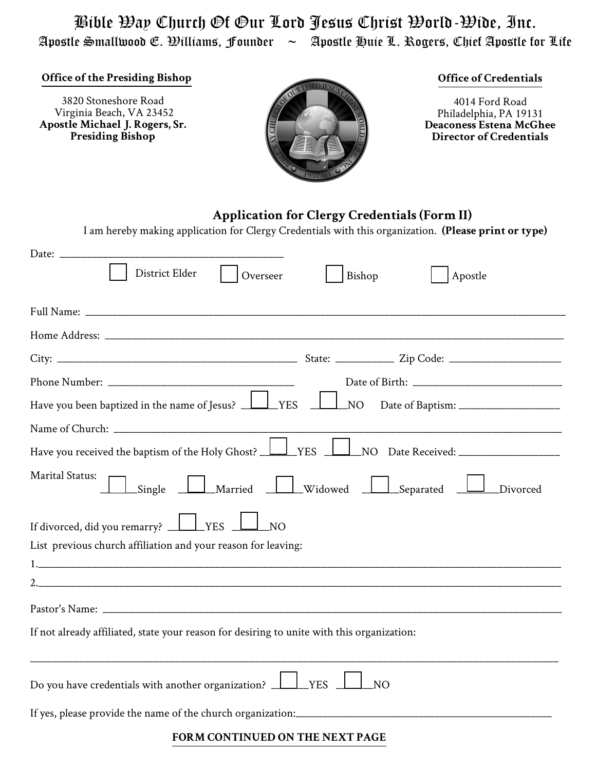# Bible Way Church Of Our Lord Jesus Christ World-Wide, Inc.

**Apostle Smallwood E. Williams, Founder ~ Apostle Huie L. Rogers, Chief Apostle for Life**

**Office of the Presiding Bishop**

3820 Stoneshore Road
Virginia Beach, VA 23452
**Apostle Michael J. Rogers, Sr.**
**Presiding Bishop**

**Office of Credentials**

4014 Ford Road
Philadelphia, PA 19131
**Deaconess Estena McGhee**
**Director of Credentials**

## Application for Clergy Credentials (Form II)

I am hereby making application for Clergy Credentials with this organization. **(Please print or type)**

Date: ________________________________________

☐ District Elder ☐ Overseer ☐ Bishop ☐ Apostle

Full Name: ________________________________________

Home Address: ________________________________________

City: ______________________________ State: __________ Zip Code: ____________________

Phone Number: ______________________________ Date of Birth: ____________________

Have you been baptized in the name of Jesus? ☐ YES ☐ NO Date of Baptism: __________________

Name of Church: ________________________________________

Have you received the baptism of the Holy Ghost? ☐ YES ☐ NO Date Received: __________________

Marital Status: ☐ Single ☐ Married ☐ Widowed ☐ Separated ☐ Divorced

If divorced, did you remarry? ☐ YES ☐ NO

List previous church affiliation and your reason for leaving:

1.________________________________________

2.________________________________________

Pastor's Name: ________________________________________

If not already affiliated, state your reason for desiring to unite with this organization:

________________________________________

Do you have credentials with another organization? ☐ YES ☐ NO

If yes, please provide the name of the church organization:________________________________________

**FORM CONTINUED ON THE NEXT PAGE**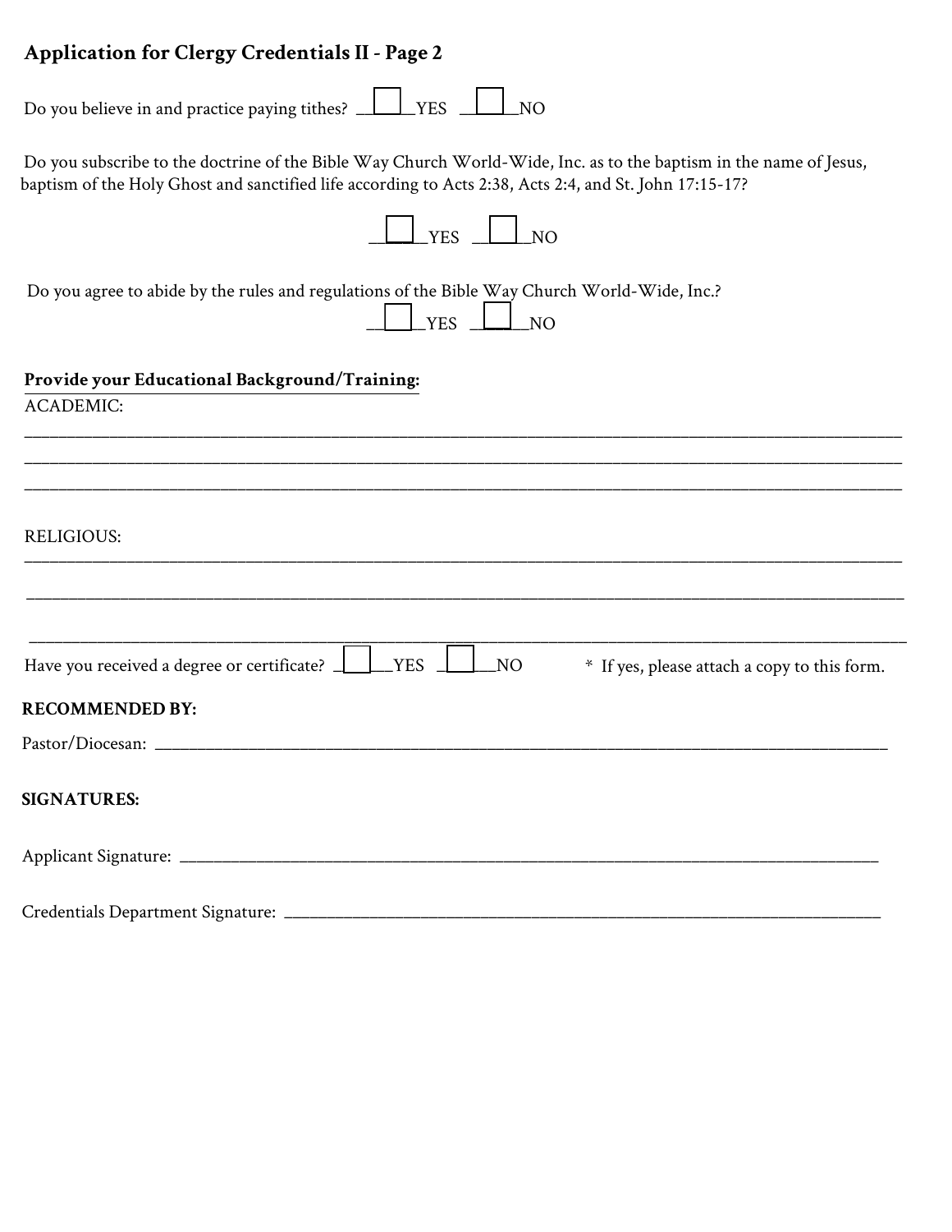## Application for Clergy Credentials II - Page 2

Do you believe in and practice paying tithes? ☐ YES ☐ NO

Do you subscribe to the doctrine of the Bible Way Church World-Wide, Inc. as to the baptism in the name of Jesus, baptism of the Holy Ghost and sanctified life according to Acts 2:38, Acts 2:4, and St. John 17:15-17?

☐ YES ☐ NO

Do you agree to abide by the rules and regulations of the Bible Way Church World-Wide, Inc.?

☐ YES ☐ NO

**Provide your Educational Background/Training:**

ACADEMIC:

_______________________________________________

_______________________________________________

_______________________________________________

RELIGIOUS:

_______________________________________________

_______________________________________________

_______________________________________________

Have you received a degree or certificate? ☐ YES ☐ NO * If yes, please attach a copy to this form.

**RECOMMENDED BY:**

Pastor/Diocesan: _______________________________________________

**SIGNATURES:**

Applicant Signature: _______________________________________________

Credentials Department Signature: _______________________________________________